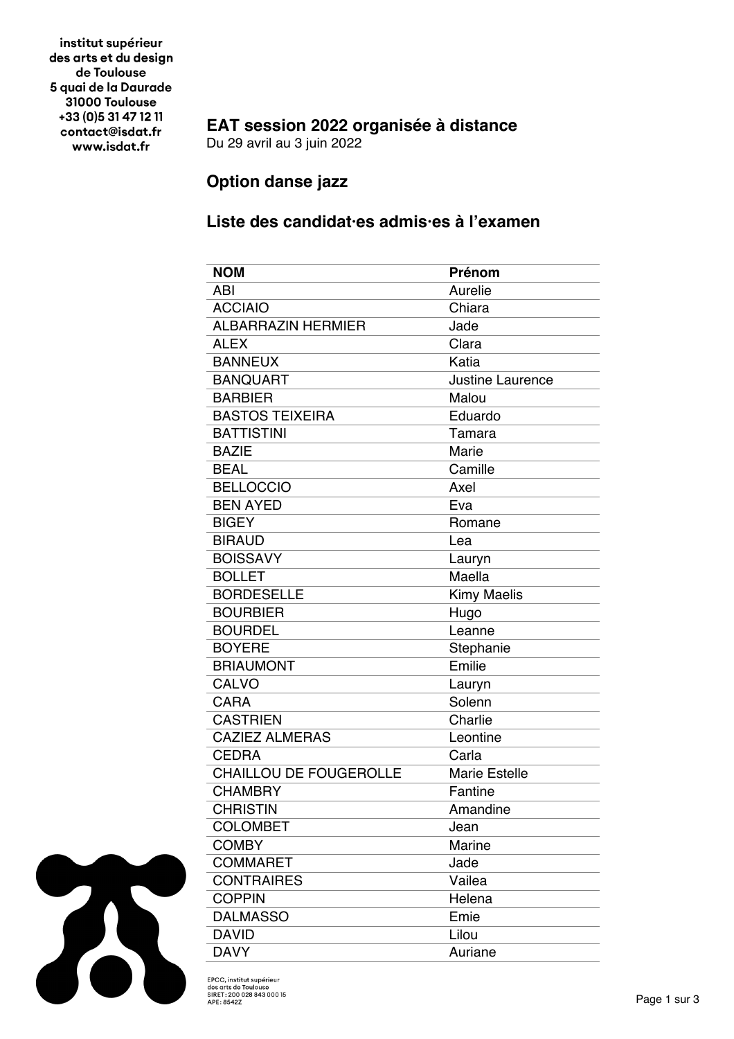institut supérieur
des arts et du design
de Toulouse
5 quai de la Daurade
31000 Toulouse
+33 (0)5 31 47 12 11
contact@isdat.fr
www.isdat.fr

## EAT session 2022 organisée à distance

Du 29 avril au 3 juin 2022

## Option danse jazz

## Liste des candidat·es admis·es à l'examen

| NOM | Prénom |
|---|---|
| ABI | Aurelie |
| ACCIAIO | Chiara |
| ALBARRAZIN HERMIER | Jade |
| ALEX | Clara |
| BANNEUX | Katia |
| BANQUART | Justine Laurence |
| BARBIER | Malou |
| BASTOS TEIXEIRA | Eduardo |
| BATTISTINI | Tamara |
| BAZIE | Marie |
| BEAL | Camille |
| BELLOCCIO | Axel |
| BEN AYED | Eva |
| BIGEY | Romane |
| BIRAUD | Lea |
| BOISSAVY | Lauryn |
| BOLLET | Maella |
| BORDESELLE | Kimy Maelis |
| BOURBIER | Hugo |
| BOURDEL | Leanne |
| BOYERE | Stephanie |
| BRIAUMONT | Emilie |
| CALVO | Lauryn |
| CARA | Solenn |
| CASTRIEN | Charlie |
| CAZIEZ ALMERAS | Leontine |
| CEDRA | Carla |
| CHAILLOU DE FOUGEROLLE | Marie Estelle |
| CHAMBRY | Fantine |
| CHRISTIN | Amandine |
| COLOMBET | Jean |
| COMBY | Marine |
| COMMARET | Jade |
| CONTRAIRES | Vailea |
| COPPIN | Helena |
| DALMASSO | Emie |
| DAVID | Lilou |
| DAVY | Auriane |

EPCC, institut supérieur
des arts de Toulouse
SIRET : 200 028 843 000 15
APE : 8542Z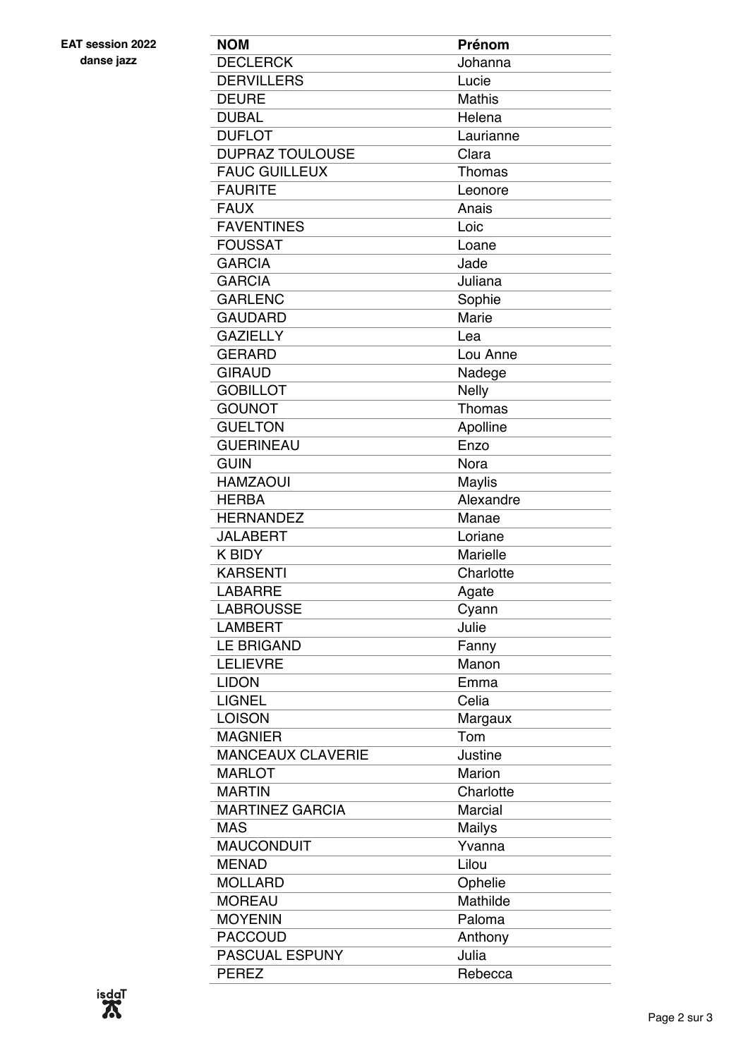**EAT session 2022**
**danse jazz**

| NOM | Prénom |
| --- | --- |
| DECLERCK | Johanna |
| DERVILLERS | Lucie |
| DEURE | Mathis |
| DUBAL | Helena |
| DUFLOT | Laurianne |
| DUPRAZ TOULOUSE | Clara |
| FAUC GUILLEUX | Thomas |
| FAURITE | Leonore |
| FAUX | Anais |
| FAVENTINES | Loic |
| FOUSSAT | Loane |
| GARCIA | Jade |
| GARCIA | Juliana |
| GARLENC | Sophie |
| GAUDARD | Marie |
| GAZIELLY | Lea |
| GERARD | Lou Anne |
| GIRAUD | Nadege |
| GOBILLOT | Nelly |
| GOUNOT | Thomas |
| GUELTON | Apolline |
| GUERINEAU | Enzo |
| GUIN | Nora |
| HAMZAOUI | Maylis |
| HERBA | Alexandre |
| HERNANDEZ | Manae |
| JALABERT | Loriane |
| K BIDY | Marielle |
| KARSENTI | Charlotte |
| LABARRE | Agate |
| LABROUSSE | Cyann |
| LAMBERT | Julie |
| LE BRIGAND | Fanny |
| LELIEVRE | Manon |
| LIDON | Emma |
| LIGNEL | Celia |
| LOISON | Margaux |
| MAGNIER | Tom |
| MANCEAUX CLAVERIE | Justine |
| MARLOT | Marion |
| MARTIN | Charlotte |
| MARTINEZ GARCIA | Marcial |
| MAS | Mailys |
| MAUCONDUIT | Yvanna |
| MENAD | Lilou |
| MOLLARD | Ophelie |
| MOREAU | Mathilde |
| MOYENIN | Paloma |
| PACCOUD | Anthony |
| PASCUAL ESPUNY | Julia |
| PEREZ | Rebecca |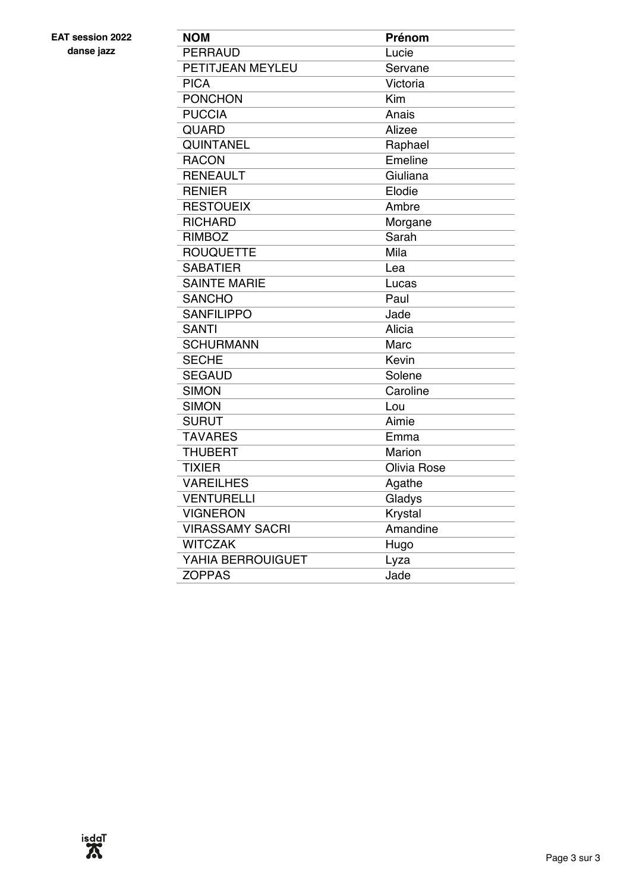**EAT session 2022**
**danse jazz**

| NOM | Prénom |
| --- | --- |
| PERRAUD | Lucie |
| PETITJEAN MEYLEU | Servane |
| PICA | Victoria |
| PONCHON | Kim |
| PUCCIA | Anais |
| QUARD | Alizee |
| QUINTANEL | Raphael |
| RACON | Emeline |
| RENEAULT | Giuliana |
| RENIER | Elodie |
| RESTOUEIX | Ambre |
| RICHARD | Morgane |
| RIMBOZ | Sarah |
| ROUQUETTE | Mila |
| SABATIER | Lea |
| SAINTE MARIE | Lucas |
| SANCHO | Paul |
| SANFILIPPO | Jade |
| SANTI | Alicia |
| SCHURMANN | Marc |
| SECHE | Kevin |
| SEGAUD | Solene |
| SIMON | Caroline |
| SIMON | Lou |
| SURUT | Aimie |
| TAVARES | Emma |
| THUBERT | Marion |
| TIXIER | Olivia Rose |
| VAREILHES | Agathe |
| VENTURELLI | Gladys |
| VIGNERON | Krystal |
| VIRASSAMY SACRI | Amandine |
| WITCZAK | Hugo |
| YAHIA BERROUIGUET | Lyza |
| ZOPPAS | Jade |